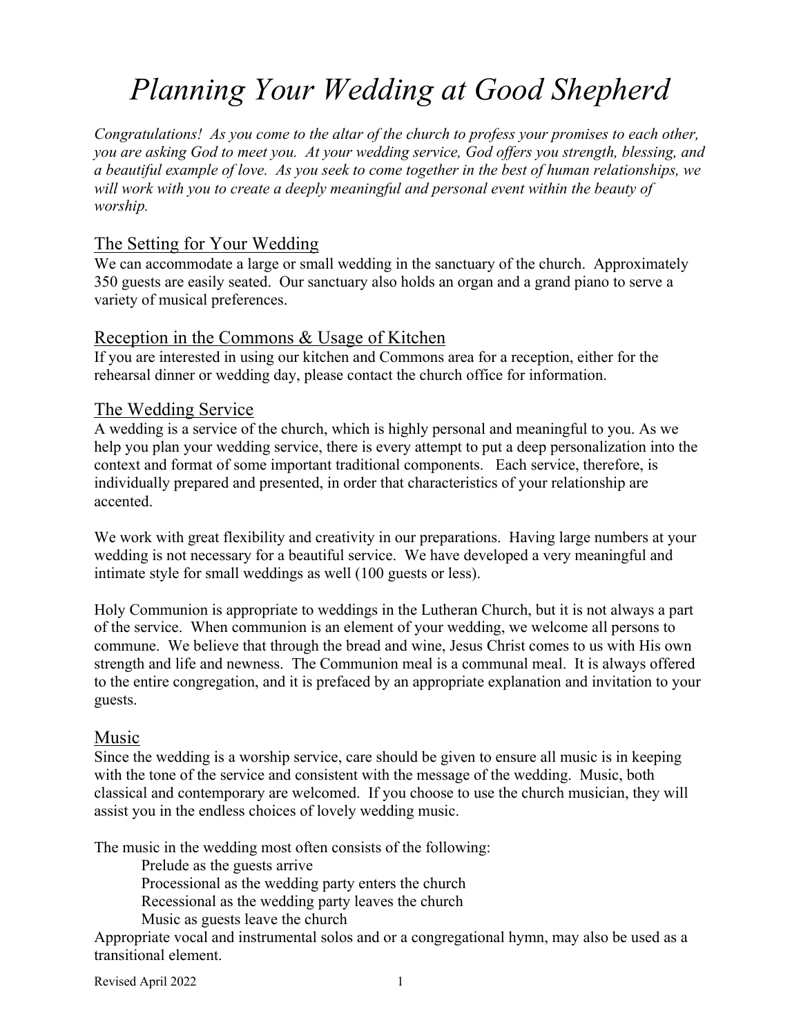# *Planning Your Wedding at Good Shepherd*

*Congratulations! As you come to the altar of the church to profess your promises to each other, you are asking God to meet you. At your wedding service, God offers you strength, blessing, and a beautiful example of love. As you seek to come together in the best of human relationships, we will work with you to create a deeply meaningful and personal event within the beauty of worship.*

## The Setting for Your Wedding

We can accommodate a large or small wedding in the sanctuary of the church. Approximately 350 guests are easily seated. Our sanctuary also holds an organ and a grand piano to serve a variety of musical preferences.

## Reception in the Commons & Usage of Kitchen

If you are interested in using our kitchen and Commons area for a reception, either for the rehearsal dinner or wedding day, please contact the church office for information.

## The Wedding Service

A wedding is a service of the church, which is highly personal and meaningful to you. As we help you plan your wedding service, there is every attempt to put a deep personalization into the context and format of some important traditional components. Each service, therefore, is individually prepared and presented, in order that characteristics of your relationship are accented.

We work with great flexibility and creativity in our preparations. Having large numbers at your wedding is not necessary for a beautiful service. We have developed a very meaningful and intimate style for small weddings as well (100 guests or less).

Holy Communion is appropriate to weddings in the Lutheran Church, but it is not always a part of the service. When communion is an element of your wedding, we welcome all persons to commune. We believe that through the bread and wine, Jesus Christ comes to us with His own strength and life and newness. The Communion meal is a communal meal. It is always offered to the entire congregation, and it is prefaced by an appropriate explanation and invitation to your guests.

## Music

Since the wedding is a worship service, care should be given to ensure all music is in keeping with the tone of the service and consistent with the message of the wedding. Music, both classical and contemporary are welcomed. If you choose to use the church musician, they will assist you in the endless choices of lovely wedding music.

The music in the wedding most often consists of the following:

- Prelude as the guests arrive
- Processional as the wedding party enters the church
- Recessional as the wedding party leaves the church
- Music as guests leave the church

Appropriate vocal and instrumental solos and or a congregational hymn, may also be used as a transitional element.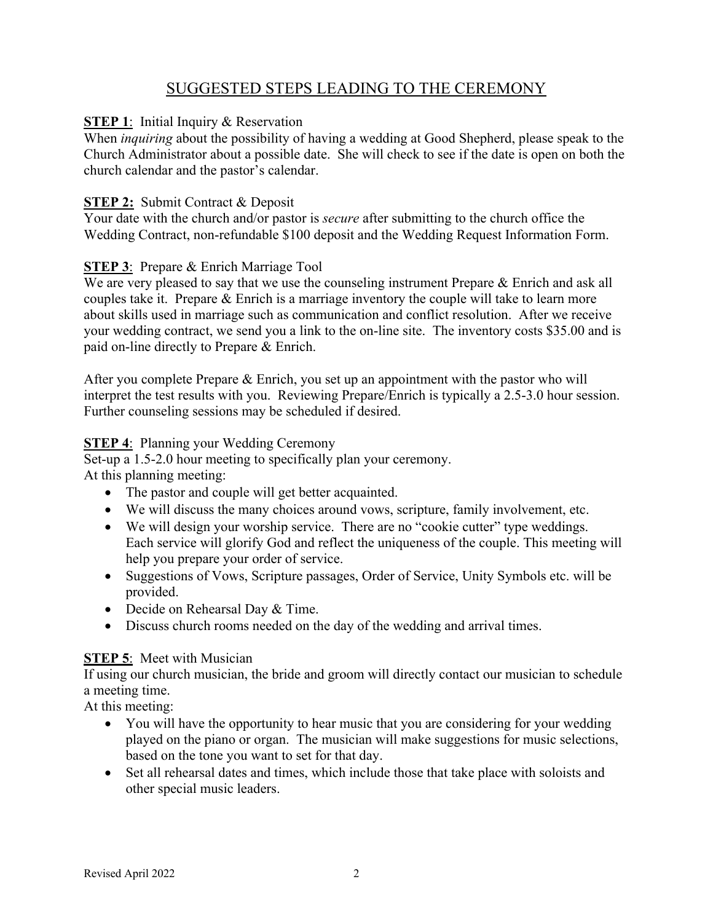# SUGGESTED STEPS LEADING TO THE CEREMONY

**STEP 1**: Initial Inquiry & Reservation
When *inquiring* about the possibility of having a wedding at Good Shepherd, please speak to the Church Administrator about a possible date. She will check to see if the date is open on both the church calendar and the pastor's calendar.

**STEP 2:** Submit Contract & Deposit
Your date with the church and/or pastor is *secure* after submitting to the church office the Wedding Contract, non-refundable $100 deposit and the Wedding Request Information Form.

**STEP 3**: Prepare & Enrich Marriage Tool
We are very pleased to say that we use the counseling instrument Prepare & Enrich and ask all couples take it. Prepare & Enrich is a marriage inventory the couple will take to learn more about skills used in marriage such as communication and conflict resolution. After we receive your wedding contract, we send you a link to the on-line site. The inventory costs $35.00 and is paid on-line directly to Prepare & Enrich.

After you complete Prepare & Enrich, you set up an appointment with the pastor who will interpret the test results with you. Reviewing Prepare/Enrich is typically a 2.5-3.0 hour session. Further counseling sessions may be scheduled if desired.

**STEP 4**: Planning your Wedding Ceremony
Set-up a 1.5-2.0 hour meeting to specifically plan your ceremony.
At this planning meeting:

- The pastor and couple will get better acquainted.
- We will discuss the many choices around vows, scripture, family involvement, etc.
- We will design your worship service. There are no "cookie cutter" type weddings. Each service will glorify God and reflect the uniqueness of the couple. This meeting will help you prepare your order of service.
- Suggestions of Vows, Scripture passages, Order of Service, Unity Symbols etc. will be provided.
- Decide on Rehearsal Day & Time.
- Discuss church rooms needed on the day of the wedding and arrival times.

**STEP 5**: Meet with Musician
If using our church musician, the bride and groom will directly contact our musician to schedule a meeting time.
At this meeting:

- You will have the opportunity to hear music that you are considering for your wedding played on the piano or organ. The musician will make suggestions for music selections, based on the tone you want to set for that day.
- Set all rehearsal dates and times, which include those that take place with soloists and other special music leaders.

Revised April 2022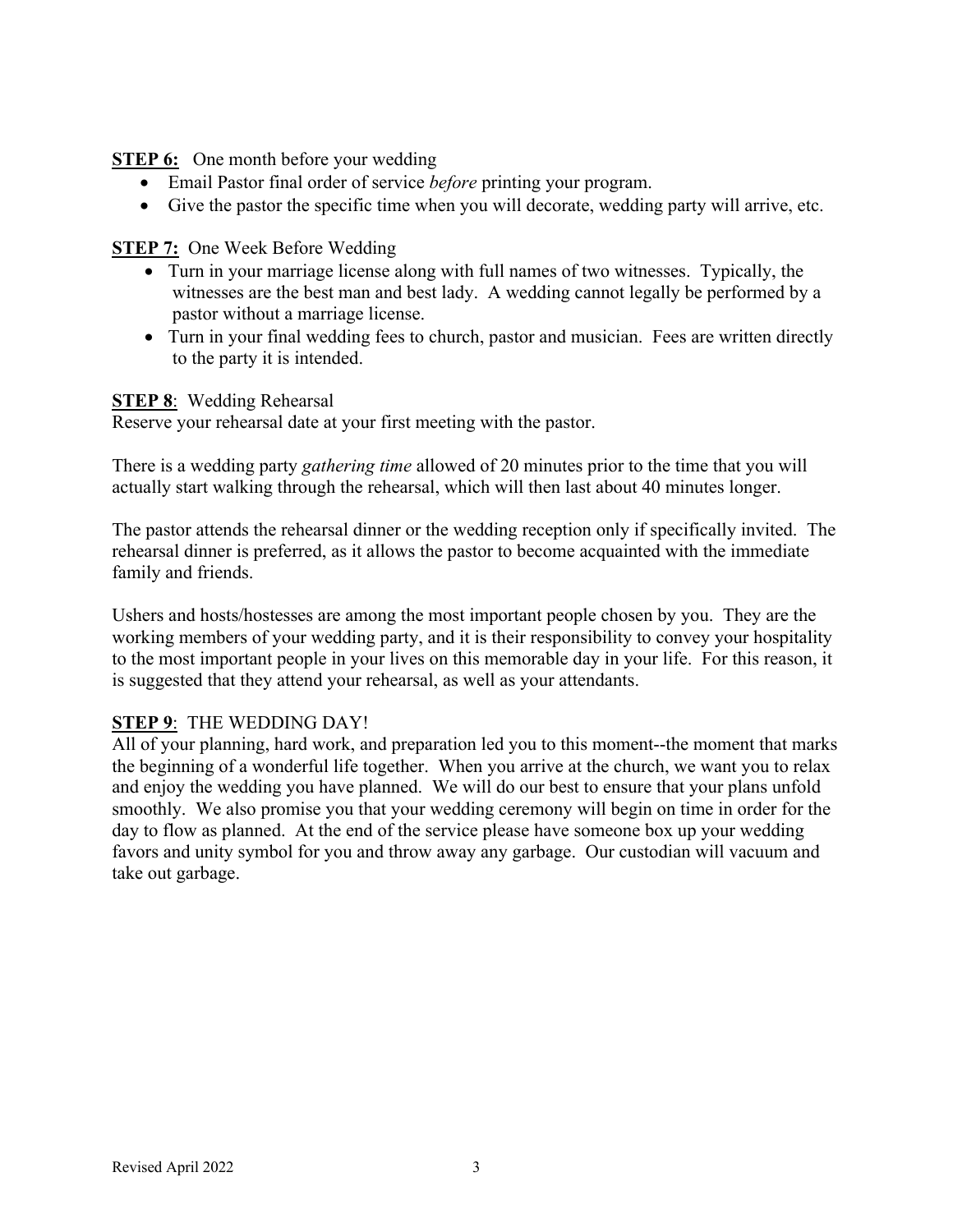**STEP 6:** One month before your wedding

- Email Pastor final order of service *before* printing your program.
- Give the pastor the specific time when you will decorate, wedding party will arrive, etc.

**STEP 7:** One Week Before Wedding

- Turn in your marriage license along with full names of two witnesses. Typically, the witnesses are the best man and best lady. A wedding cannot legally be performed by a pastor without a marriage license.
- Turn in your final wedding fees to church, pastor and musician. Fees are written directly to the party it is intended.

**STEP 8**: Wedding Rehearsal

Reserve your rehearsal date at your first meeting with the pastor.

There is a wedding party *gathering time* allowed of 20 minutes prior to the time that you will actually start walking through the rehearsal, which will then last about 40 minutes longer.

The pastor attends the rehearsal dinner or the wedding reception only if specifically invited. The rehearsal dinner is preferred, as it allows the pastor to become acquainted with the immediate family and friends.

Ushers and hosts/hostesses are among the most important people chosen by you. They are the working members of your wedding party, and it is their responsibility to convey your hospitality to the most important people in your lives on this memorable day in your life. For this reason, it is suggested that they attend your rehearsal, as well as your attendants.

**STEP 9**: THE WEDDING DAY!

All of your planning, hard work, and preparation led you to this moment--the moment that marks the beginning of a wonderful life together. When you arrive at the church, we want you to relax and enjoy the wedding you have planned. We will do our best to ensure that your plans unfold smoothly. We also promise you that your wedding ceremony will begin on time in order for the day to flow as planned. At the end of the service please have someone box up your wedding favors and unity symbol for you and throw away any garbage. Our custodian will vacuum and take out garbage.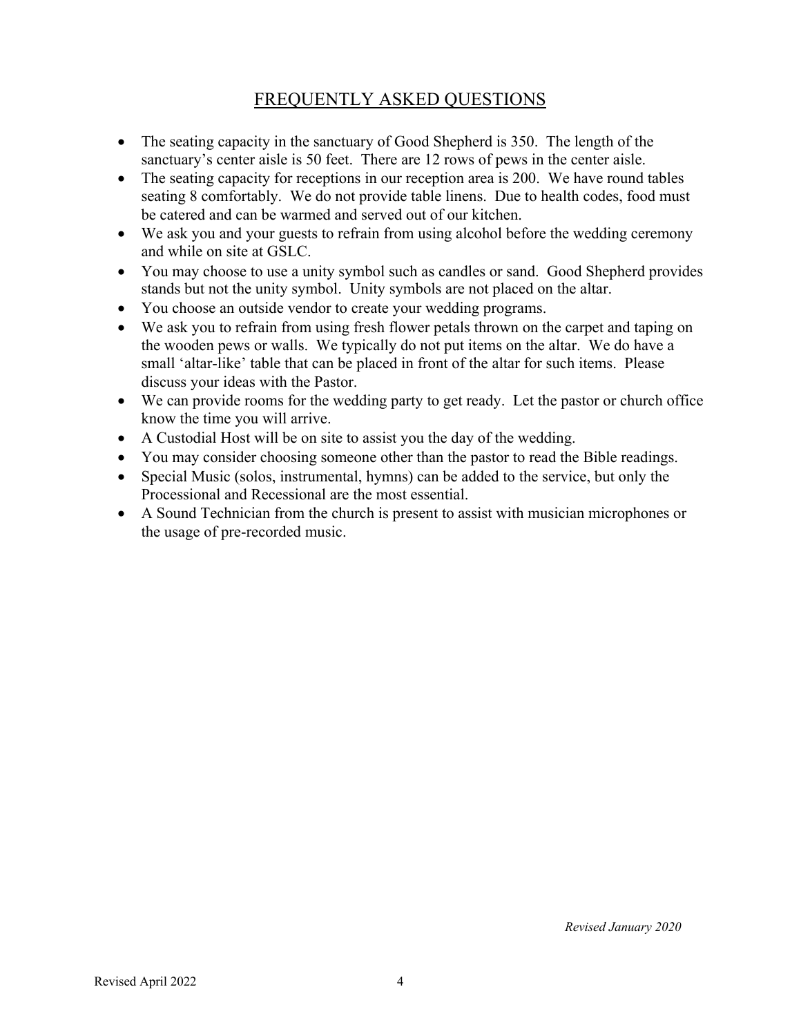## FREQUENTLY ASKED QUESTIONS

- The seating capacity in the sanctuary of Good Shepherd is 350. The length of the sanctuary's center aisle is 50 feet. There are 12 rows of pews in the center aisle.
- The seating capacity for receptions in our reception area is 200. We have round tables seating 8 comfortably. We do not provide table linens. Due to health codes, food must be catered and can be warmed and served out of our kitchen.
- We ask you and your guests to refrain from using alcohol before the wedding ceremony and while on site at GSLC.
- You may choose to use a unity symbol such as candles or sand. Good Shepherd provides stands but not the unity symbol. Unity symbols are not placed on the altar.
- You choose an outside vendor to create your wedding programs.
- We ask you to refrain from using fresh flower petals thrown on the carpet and taping on the wooden pews or walls. We typically do not put items on the altar. We do have a small 'altar-like' table that can be placed in front of the altar for such items. Please discuss your ideas with the Pastor.
- We can provide rooms for the wedding party to get ready. Let the pastor or church office know the time you will arrive.
- A Custodial Host will be on site to assist you the day of the wedding.
- You may consider choosing someone other than the pastor to read the Bible readings.
- Special Music (solos, instrumental, hymns) can be added to the service, but only the Processional and Recessional are the most essential.
- A Sound Technician from the church is present to assist with musician microphones or the usage of pre-recorded music.

*Revised January 2020*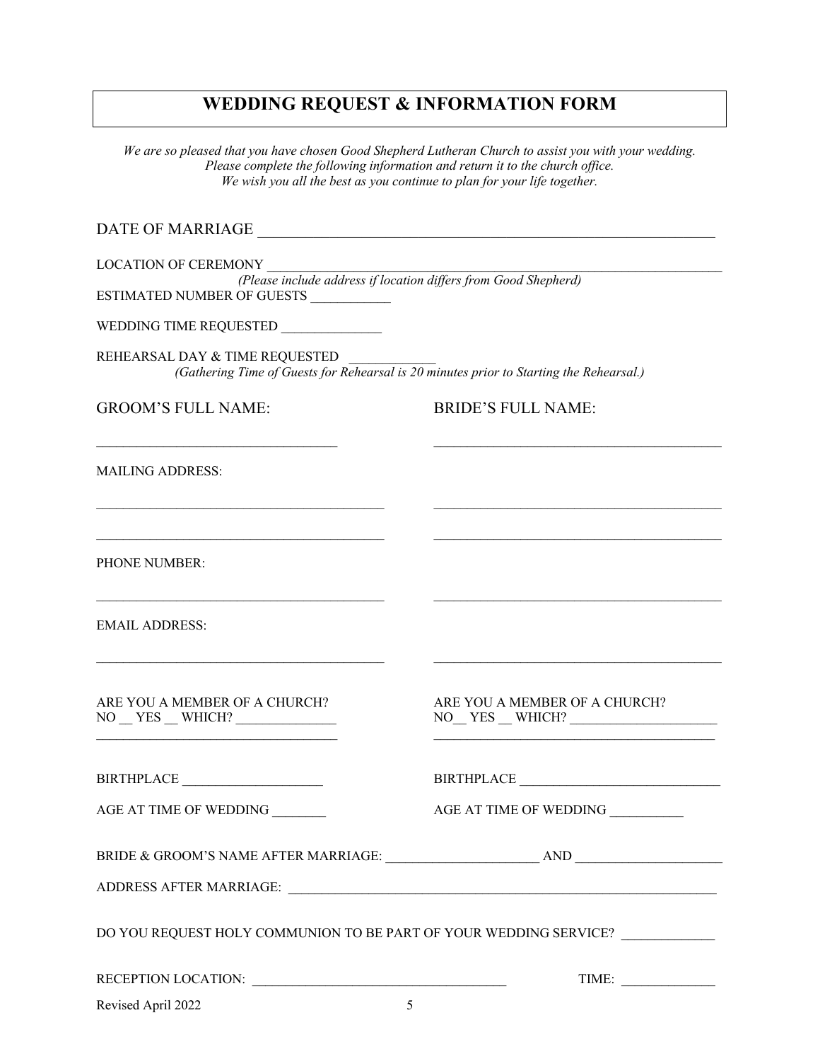# WEDDING REQUEST & INFORMATION FORM

*We are so pleased that you have chosen Good Shepherd Lutheran Church to assist you with your wedding. Please complete the following information and return it to the church office. We wish you all the best as you continue to plan for your life together.*

DATE OF MARRIAGE ____________________________________________________________

LOCATION OF CEREMONY ________________________________________________________________
*(Please include address if location differs from Good Shepherd)*

ESTIMATED NUMBER OF GUESTS ___________

WEDDING TIME REQUESTED ______________

REHEARSAL DAY & TIME REQUESTED ____________
*(Gathering Time of Guests for Rehearsal is 20 minutes prior to Starting the Rehearsal.)*

| GROOM'S FULL NAME: | BRIDE'S FULL NAME: |
|---|---|
| __________________________________ | __________________________________________ |
| MAILING ADDRESS: | |
| __________________________________________ | __________________________________________ |
| __________________________________________ | __________________________________________ |
| PHONE NUMBER: | |
| __________________________________________ | __________________________________________ |
| EMAIL ADDRESS: | |
| __________________________________________ | __________________________________________ |
| ARE YOU A MEMBER OF A CHURCH? NO __ YES __ WHICH? ______________ | ARE YOU A MEMBER OF A CHURCH? NO__ YES __ WHICH? _____________________ |
| BIRTHPLACE ____________________ | BIRTHPLACE _____________________________ |
| AGE AT TIME OF WEDDING _______ | AGE AT TIME OF WEDDING __________ |

BRIDE & GROOM'S NAME AFTER MARRIAGE: ______________________ AND _____________________

ADDRESS AFTER MARRIAGE: ______________________________________________________________

DO YOU REQUEST HOLY COMMUNION TO BE PART OF YOUR WEDDING SERVICE? _____________

RECEPTION LOCATION: _____________________________________ TIME: _____________

Revised April 2022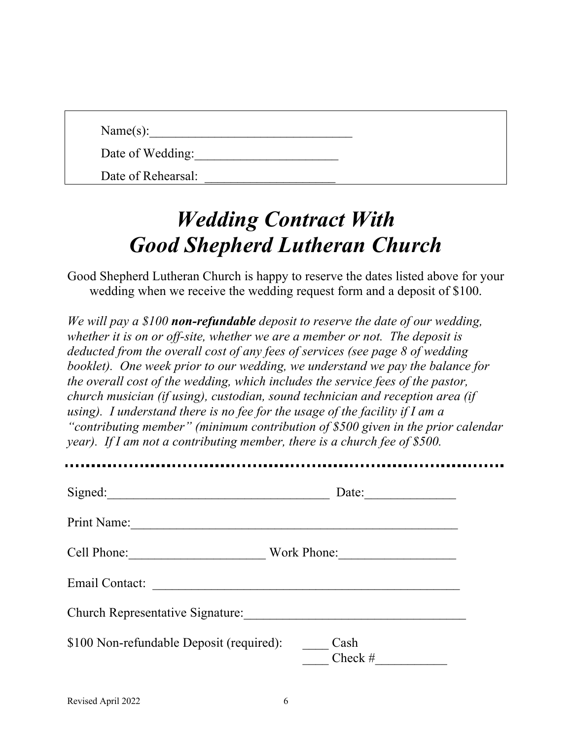Name(s):________________________________

Date of Wedding:______________________

Date of Rehearsal: ____________________

# *Wedding Contract With Good Shepherd Lutheran Church*

Good Shepherd Lutheran Church is happy to reserve the dates listed above for your wedding when we receive the wedding request form and a deposit of $100.

*We will pay a $100* ***non-refundable*** *deposit to reserve the date of our wedding, whether it is on or off-site, whether we are a member or not. The deposit is deducted from the overall cost of any fees of services (see page 8 of wedding booklet). One week prior to our wedding, we understand we pay the balance for the overall cost of the wedding, which includes the service fees of the pastor, church musician (if using), custodian, sound technician and reception area (if using). I understand there is no fee for the usage of the facility if I am a "contributing member" (minimum contribution of $500 given in the prior calendar year). If I am not a contributing member, there is a church fee of $500.*

---

Signed:___________________________________ Date:______________

Print Name:_____________________________________________________

Cell Phone:_____________________ Work Phone:__________________

Email Contact: __________________________________________________

Church Representative Signature:___________________________________

$100 Non-refundable Deposit (required): ____ Cash
____ Check #___________

Revised April 2022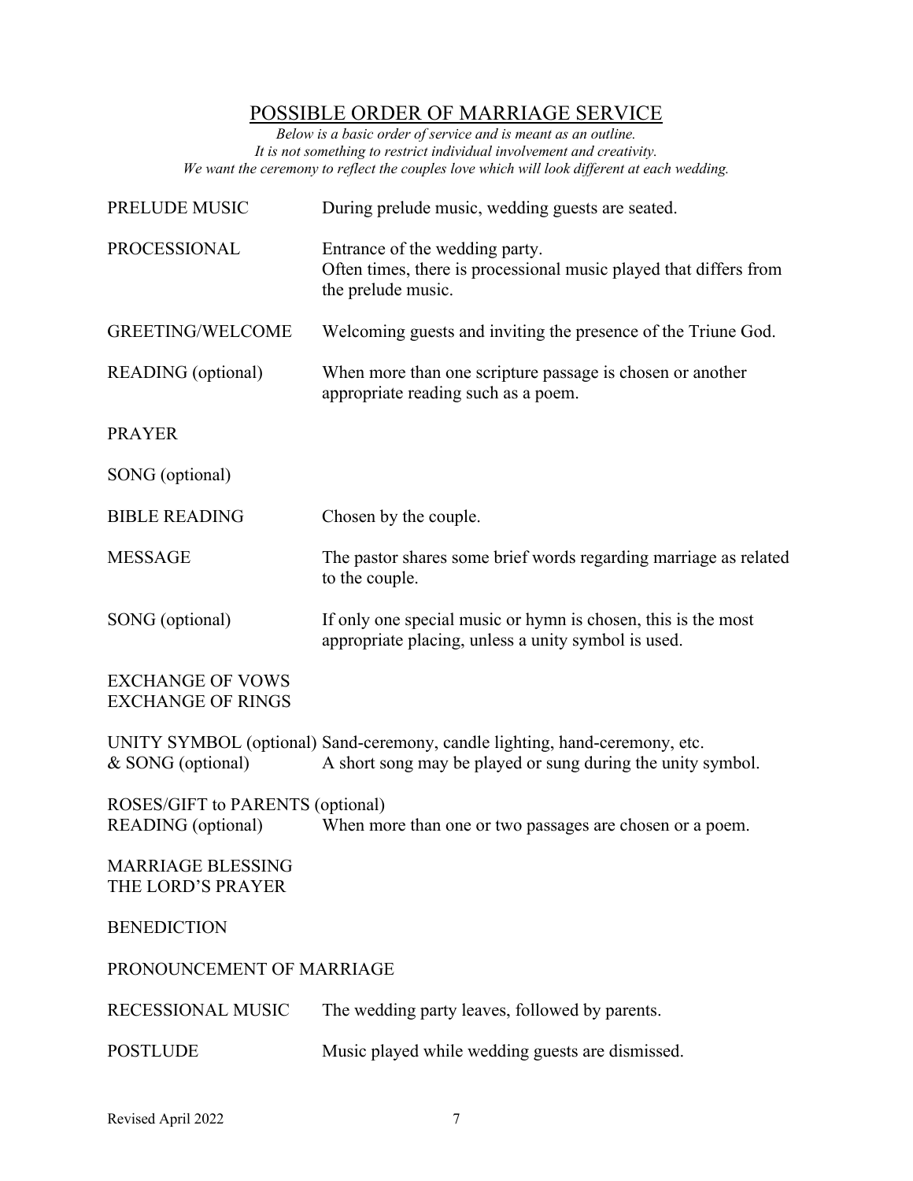# POSSIBLE ORDER OF MARRIAGE SERVICE

*Below is a basic order of service and is meant as an outline.*
*It is not something to restrict individual involvement and creativity.*
*We want the ceremony to reflect the couples love which will look different at each wedding.*

| | |
|---|---|
| PRELUDE MUSIC | During prelude music, wedding guests are seated. |
| PROCESSIONAL | Entrance of the wedding party. Often times, there is processional music played that differs from the prelude music. |
| GREETING/WELCOME | Welcoming guests and inviting the presence of the Triune God. |
| READING (optional) | When more than one scripture passage is chosen or another appropriate reading such as a poem. |
| PRAYER | |
| SONG (optional) | |
| BIBLE READING | Chosen by the couple. |
| MESSAGE | The pastor shares some brief words regarding marriage as related to the couple. |
| SONG (optional) | If only one special music or hymn is chosen, this is the most appropriate placing, unless a unity symbol is used. |
| EXCHANGE OF VOWS<br>EXCHANGE OF RINGS | |
| UNITY SYMBOL (optional)<br>& SONG (optional) | Sand-ceremony, candle lighting, hand-ceremony, etc.<br>A short song may be played or sung during the unity symbol. |
| ROSES/GIFT to PARENTS (optional) | |
| READING (optional) | When more than one or two passages are chosen or a poem. |
| MARRIAGE BLESSING<br>THE LORD'S PRAYER | |
| BENEDICTION | |
| PRONOUNCEMENT OF MARRIAGE | |
| RECESSIONAL MUSIC | The wedding party leaves, followed by parents. |
| POSTLUDE | Music played while wedding guests are dismissed. |

Revised April 2022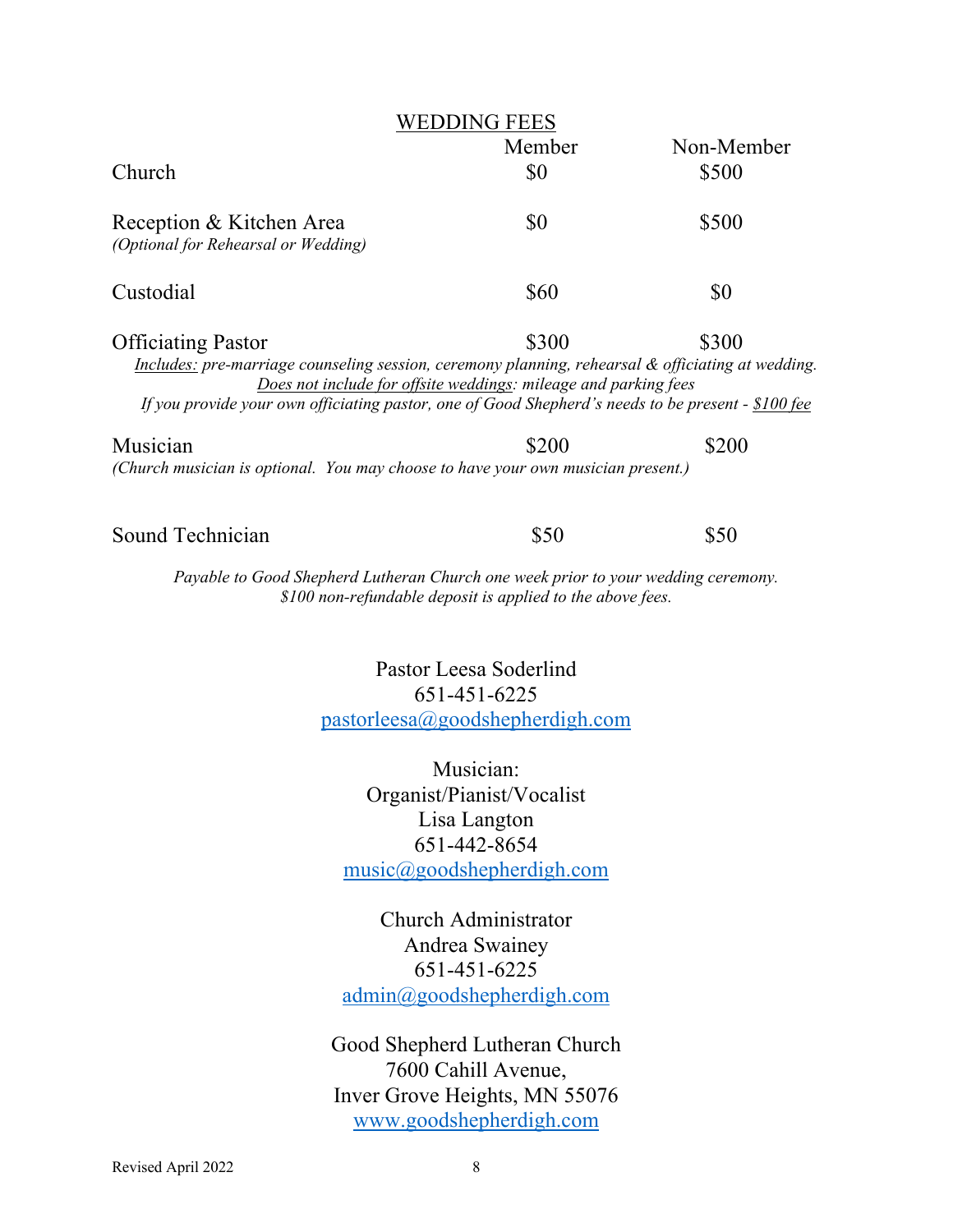## WEDDING FEES

| | Member | Non-Member |
|---|---|---|
| Church | $0 | $500 |
| Reception & Kitchen Area *(Optional for Rehearsal or Wedding)* | $0 | $500 |
| Custodial | $60 | $0 |
| Officiating Pastor | $300 | $300 |

*Includes: pre-marriage counseling session, ceremony planning, rehearsal & officiating at wedding.*
*Does not include for offsite weddings: mileage and parking fees*
*If you provide your own officiating pastor, one of Good Shepherd's needs to be present - $100 fee*

| | Member | Non-Member |
|---|---|---|
| Musician | $200 | $200 |

*(Church musician is optional. You may choose to have your own musician present.)*

| | Member | Non-Member |
|---|---|---|
| Sound Technician | $50 | $50 |

*Payable to Good Shepherd Lutheran Church one week prior to your wedding ceremony.*
*$100 non-refundable deposit is applied to the above fees.*

Pastor Leesa Soderlind
651-451-6225
pastorleesa@goodshepherdigh.com

Musician:
Organist/Pianist/Vocalist
Lisa Langton
651-442-8654
music@goodshepherdigh.com

Church Administrator
Andrea Swainey
651-451-6225
admin@goodshepherdigh.com

Good Shepherd Lutheran Church
7600 Cahill Avenue,
Inver Grove Heights, MN 55076
www.goodshepherdigh.com

Revised April 2022